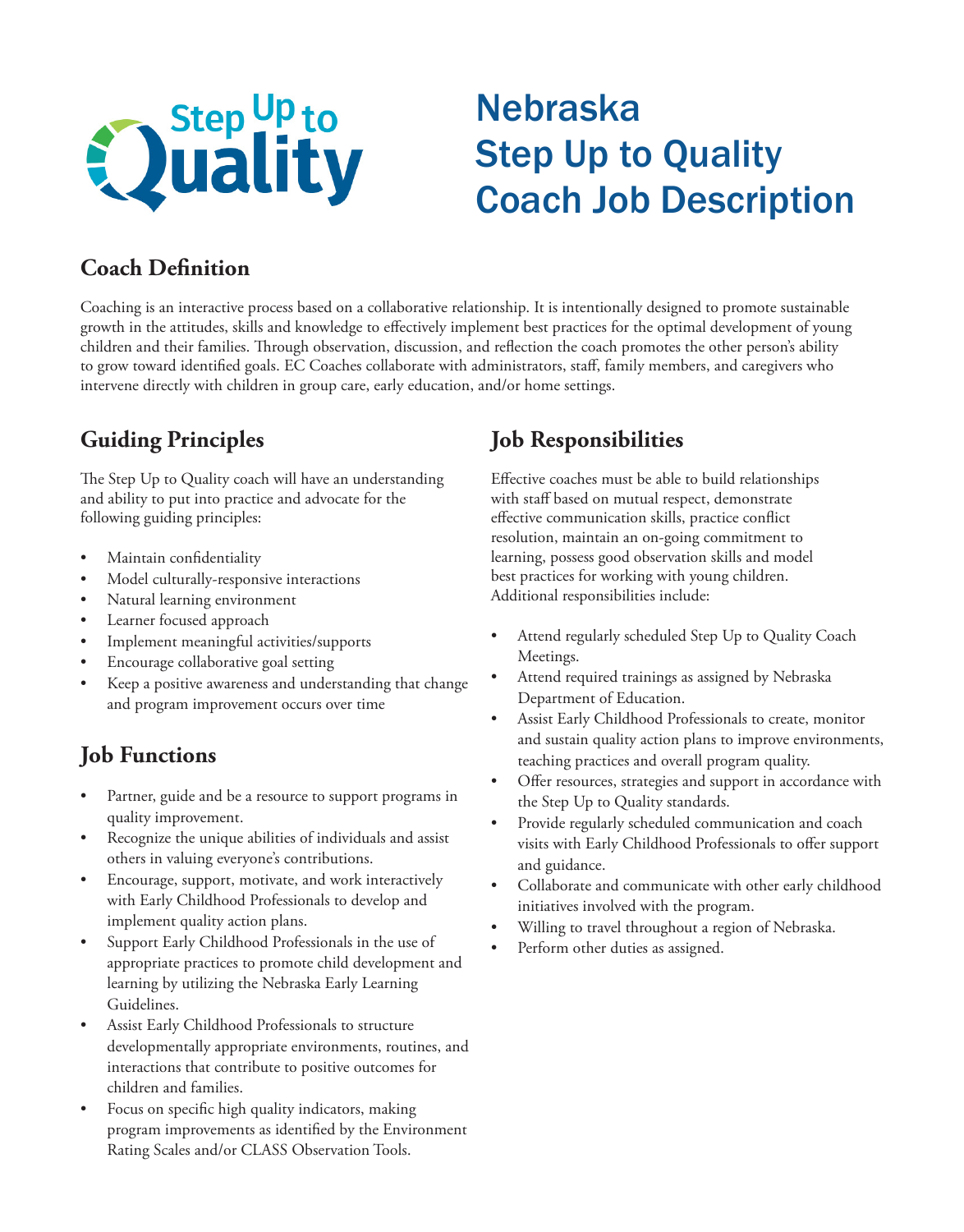# Nebraska Step Up to Quality Coach Job Description

## Coach Definition

Coaching is an interactive process based on a collaborative relationship. It is intentionally designed to promote sustainable growth in the attitudes, skills and knowledge to effectively implement best practices for the optimal development of young children and their families. Through observation, discussion, and reflection the coach promotes the other person's ability to grow toward identified goals. EC Coaches collaborate with administrators, staff, family members, and caregivers who intervene directly with children in group care, early education, and/or home settings.

## Guiding Principles

The Step Up to Quality coach will have an understanding and ability to put into practice and advocate for the following guiding principles:

- Maintain confidentiality
- Model culturally-responsive interactions
- Natural learning environment
- Learner focused approach
- Implement meaningful activities/supports
- Encourage collaborative goal setting
- Keep a positive awareness and understanding that change and program improvement occurs over time

## Job Functions

- Partner, guide and be a resource to support programs in quality improvement.
- Recognize the unique abilities of individuals and assist others in valuing everyone's contributions.
- Encourage, support, motivate, and work interactively with Early Childhood Professionals to develop and implement quality action plans.
- Support Early Childhood Professionals in the use of appropriate practices to promote child development and learning by utilizing the Nebraska Early Learning Guidelines.
- Assist Early Childhood Professionals to structure developmentally appropriate environments, routines, and interactions that contribute to positive outcomes for children and families.
- Focus on specific high quality indicators, making program improvements as identified by the Environment Rating Scales and/or CLASS Observation Tools.

## Job Responsibilities

Effective coaches must be able to build relationships with staff based on mutual respect, demonstrate effective communication skills, practice conflict resolution, maintain an on-going commitment to learning, possess good observation skills and model best practices for working with young children. Additional responsibilities include:

- Attend regularly scheduled Step Up to Quality Coach Meetings.
- Attend required trainings as assigned by Nebraska Department of Education.
- Assist Early Childhood Professionals to create, monitor and sustain quality action plans to improve environments, teaching practices and overall program quality.
- Offer resources, strategies and support in accordance with the Step Up to Quality standards.
- Provide regularly scheduled communication and coach visits with Early Childhood Professionals to offer support and guidance.
- Collaborate and communicate with other early childhood initiatives involved with the program.
- Willing to travel throughout a region of Nebraska.
- Perform other duties as assigned.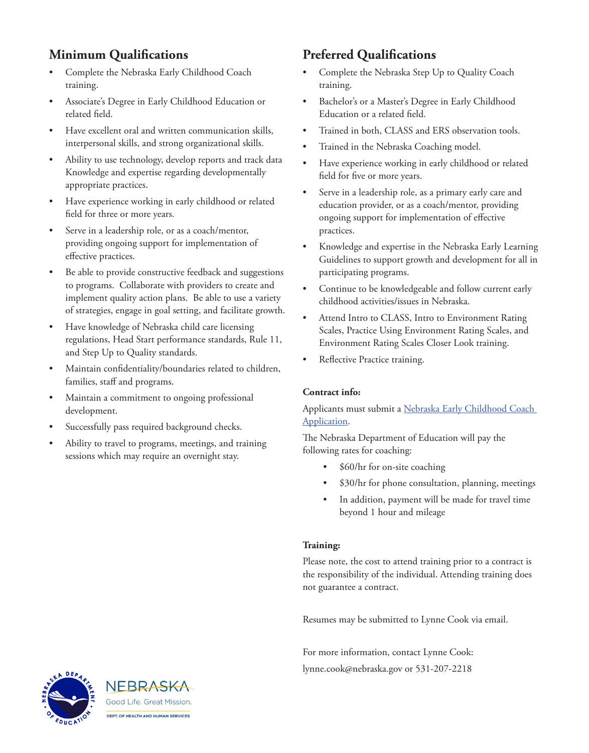## Minimum Qualifications

- Complete the Nebraska Early Childhood Coach training.
- Associate's Degree in Early Childhood Education or related field.
- Have excellent oral and written communication skills, interpersonal skills, and strong organizational skills.
- Ability to use technology, develop reports and track data Knowledge and expertise regarding developmentally appropriate practices.
- Have experience working in early childhood or related field for three or more years.
- Serve in a leadership role, or as a coach/mentor, providing ongoing support for implementation of effective practices.
- Be able to provide constructive feedback and suggestions to programs. Collaborate with providers to create and implement quality action plans. Be able to use a variety of strategies, engage in goal setting, and facilitate growth.
- Have knowledge of Nebraska child care licensing regulations, Head Start performance standards, Rule 11, and Step Up to Quality standards.
- Maintain confidentiality/boundaries related to children, families, staff and programs.
- Maintain a commitment to ongoing professional development.
- Successfully pass required background checks.
- Ability to travel to programs, meetings, and training sessions which may require an overnight stay.

## Preferred Qualifications

- Complete the Nebraska Step Up to Quality Coach training.
- Bachelor's or a Master's Degree in Early Childhood Education or a related field.
- Trained in both, CLASS and ERS observation tools.
- Trained in the Nebraska Coaching model.
- Have experience working in early childhood or related field for five or more years.
- Serve in a leadership role, as a primary early care and education provider, or as a coach/mentor, providing ongoing support for implementation of effective practices.
- Knowledge and expertise in the Nebraska Early Learning Guidelines to support growth and development for all in participating programs.
- Continue to be knowledgeable and follow current early childhood activities/issues in Nebraska.
- Attend Intro to CLASS, Intro to Environment Rating Scales, Practice Using Environment Rating Scales, and Environment Rating Scales Closer Look training.
- Reflective Practice training.

**Contract info:**

Applicants must submit a Nebraska Early Childhood Coach Application.

The Nebraska Department of Education will pay the following rates for coaching:

- $60/hr for on-site coaching
- $30/hr for phone consultation, planning, meetings
- In addition, payment will be made for travel time beyond 1 hour and mileage

**Training:**

Please note, the cost to attend training prior to a contract is the responsibility of the individual. Attending training does not guarantee a contract.

Resumes may be submitted to Lynne Cook via email.

For more information, contact Lynne Cook:
lynne.cook@nebraska.gov or 531-207-2218

NEBRASKA
Good Life. Great Mission.
DEPT. OF HEALTH AND HUMAN SERVICES